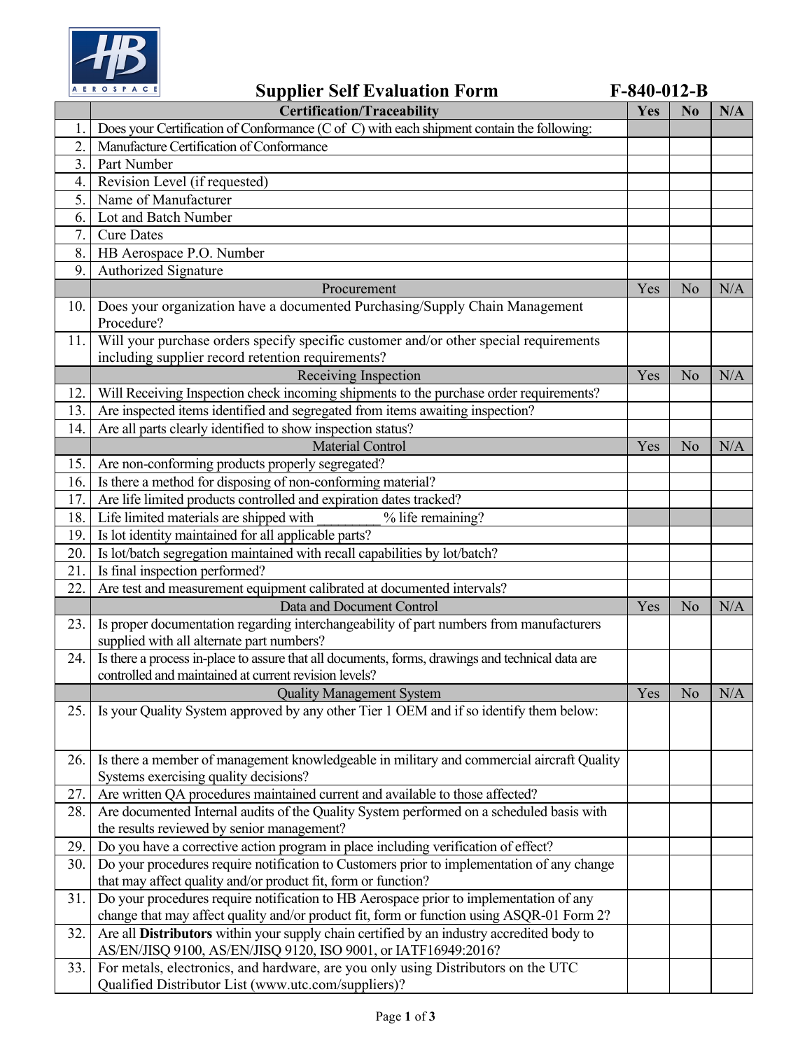# Supplier Self Evaluation Form

**F-840-012-B**

| | **Certification/Traceability** | **Yes** | **No** | **N/A** |
|---|---|---|---|---|
| 1. | Does your Certification of Conformance (C of C) with each shipment contain the following: | | | |
| 2. | Manufacture Certification of Conformance | | | |
| 3. | Part Number | | | |
| 4. | Revision Level (if requested) | | | |
| 5. | Name of Manufacturer | | | |
| 6. | Lot and Batch Number | | | |
| 7. | Cure Dates | | | |
| 8. | HB Aerospace P.O. Number | | | |
| 9. | Authorized Signature | | | |
| | Procurement | Yes | No | N/A |
| 10. | Does your organization have a documented Purchasing/Supply Chain Management Procedure? | | | |
| 11. | Will your purchase orders specify specific customer and/or other special requirements including supplier record retention requirements? | | | |
| | Receiving Inspection | Yes | No | N/A |
| 12. | Will Receiving Inspection check incoming shipments to the purchase order requirements? | | | |
| 13. | Are inspected items identified and segregated from items awaiting inspection? | | | |
| 14. | Are all parts clearly identified to show inspection status? | | | |
| | Material Control | Yes | No | N/A |
| 15. | Are non-conforming products properly segregated? | | | |
| 16. | Is there a method for disposing of non-conforming material? | | | |
| 17. | Are life limited products controlled and expiration dates tracked? | | | |
| 18. | Life limited materials are shipped with ________ % life remaining? | | | |
| 19. | Is lot identity maintained for all applicable parts? | | | |
| 20. | Is lot/batch segregation maintained with recall capabilities by lot/batch? | | | |
| 21. | Is final inspection performed? | | | |
| 22. | Are test and measurement equipment calibrated at documented intervals? | | | |
| | Data and Document Control | Yes | No | N/A |
| 23. | Is proper documentation regarding interchangeability of part numbers from manufacturers supplied with all alternate part numbers? | | | |
| 24. | Is there a process in-place to assure that all documents, forms, drawings and technical data are controlled and maintained at current revision levels? | | | |
| | Quality Management System | Yes | No | N/A |
| 25. | Is your Quality System approved by any other Tier 1 OEM and if so identify them below: | | | |
| 26. | Is there a member of management knowledgeable in military and commercial aircraft Quality Systems exercising quality decisions? | | | |
| 27. | Are written QA procedures maintained current and available to those affected? | | | |
| 28. | Are documented Internal audits of the Quality System performed on a scheduled basis with the results reviewed by senior management? | | | |
| 29. | Do you have a corrective action program in place including verification of effect? | | | |
| 30. | Do your procedures require notification to Customers prior to implementation of any change that may affect quality and/or product fit, form or function? | | | |
| 31. | Do your procedures require notification to HB Aerospace prior to implementation of any change that may affect quality and/or product fit, form or function using ASQR-01 Form 2? | | | |
| 32. | Are all **Distributors** within your supply chain certified by an industry accredited body to AS/EN/JISQ 9100, AS/EN/JISQ 9120, ISO 9001, or IATF16949:2016? | | | |
| 33. | For metals, electronics, and hardware, are you only using Distributors on the UTC Qualified Distributor List (www.utc.com/suppliers)? | | | |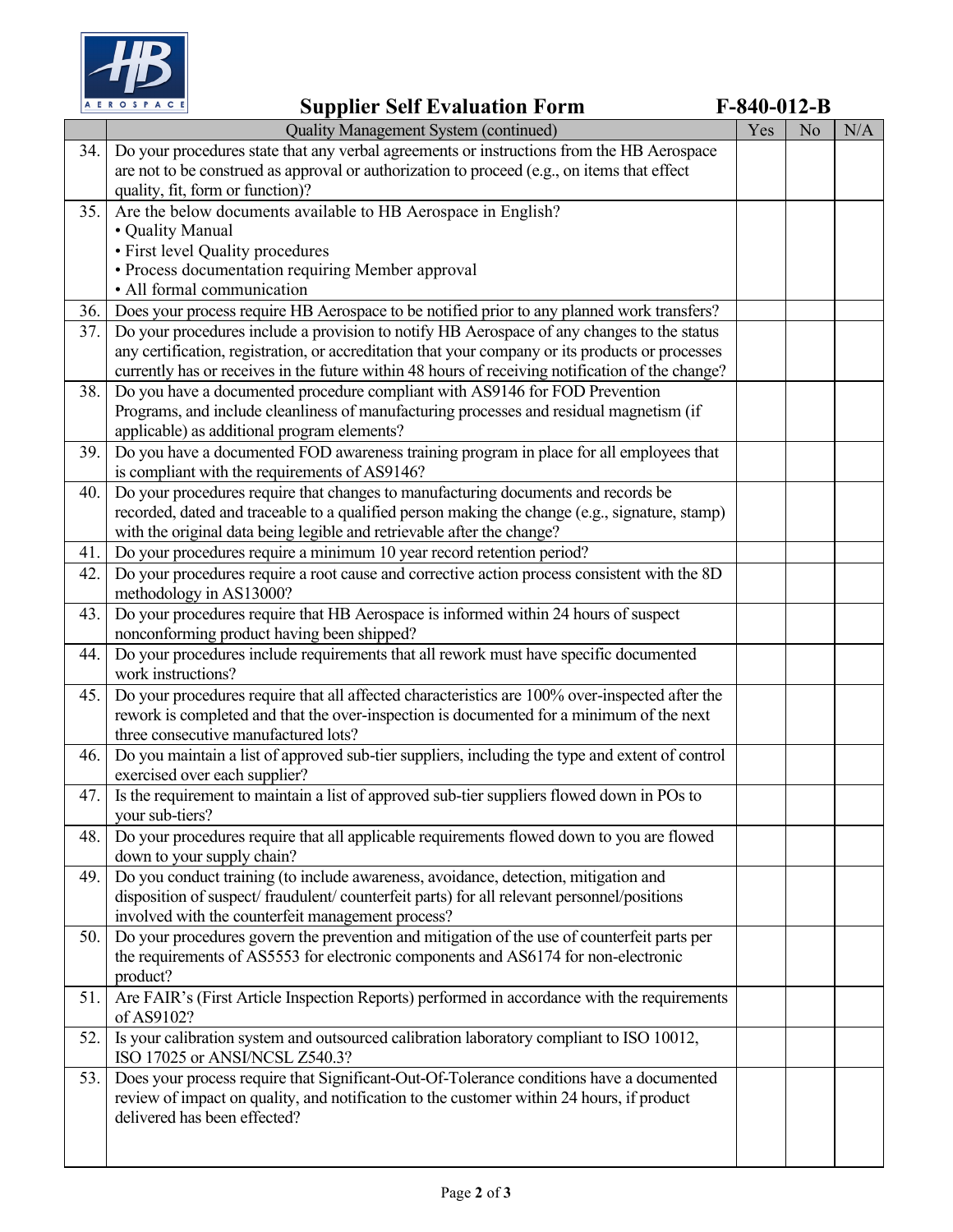# Supplier Self Evaluation Form F-840-012-B

| | Quality Management System (continued) | Yes | No | N/A |
|---|---|---|---|---|
| 34. | Do your procedures state that any verbal agreements or instructions from the HB Aerospace are not to be construed as approval or authorization to proceed (e.g., on items that effect quality, fit, form or function)? | | | |
| 35. | Are the below documents available to HB Aerospace in English?<br>• Quality Manual<br>• First level Quality procedures<br>• Process documentation requiring Member approval<br>• All formal communication | | | |
| 36. | Does your process require HB Aerospace to be notified prior to any planned work transfers? | | | |
| 37. | Do your procedures include a provision to notify HB Aerospace of any changes to the status any certification, registration, or accreditation that your company or its products or processes currently has or receives in the future within 48 hours of receiving notification of the change? | | | |
| 38. | Do you have a documented procedure compliant with AS9146 for FOD Prevention Programs, and include cleanliness of manufacturing processes and residual magnetism (if applicable) as additional program elements? | | | |
| 39. | Do you have a documented FOD awareness training program in place for all employees that is compliant with the requirements of AS9146? | | | |
| 40. | Do your procedures require that changes to manufacturing documents and records be recorded, dated and traceable to a qualified person making the change (e.g., signature, stamp) with the original data being legible and retrievable after the change? | | | |
| 41. | Do your procedures require a minimum 10 year record retention period? | | | |
| 42. | Do your procedures require a root cause and corrective action process consistent with the 8D methodology in AS13000? | | | |
| 43. | Do your procedures require that HB Aerospace is informed within 24 hours of suspect nonconforming product having been shipped? | | | |
| 44. | Do your procedures include requirements that all rework must have specific documented work instructions? | | | |
| 45. | Do your procedures require that all affected characteristics are 100% over-inspected after the rework is completed and that the over-inspection is documented for a minimum of the next three consecutive manufactured lots? | | | |
| 46. | Do you maintain a list of approved sub-tier suppliers, including the type and extent of control exercised over each supplier? | | | |
| 47. | Is the requirement to maintain a list of approved sub-tier suppliers flowed down in POs to your sub-tiers? | | | |
| 48. | Do your procedures require that all applicable requirements flowed down to you are flowed down to your supply chain? | | | |
| 49. | Do you conduct training (to include awareness, avoidance, detection, mitigation and disposition of suspect/ fraudulent/ counterfeit parts) for all relevant personnel/positions involved with the counterfeit management process? | | | |
| 50. | Do your procedures govern the prevention and mitigation of the use of counterfeit parts per the requirements of AS5553 for electronic components and AS6174 for non-electronic product? | | | |
| 51. | Are FAIR's (First Article Inspection Reports) performed in accordance with the requirements of AS9102? | | | |
| 52. | Is your calibration system and outsourced calibration laboratory compliant to ISO 10012, ISO 17025 or ANSI/NCSL Z540.3? | | | |
| 53. | Does your process require that Significant-Out-Of-Tolerance conditions have a documented review of impact on quality, and notification to the customer within 24 hours, if product delivered has been effected? | | | |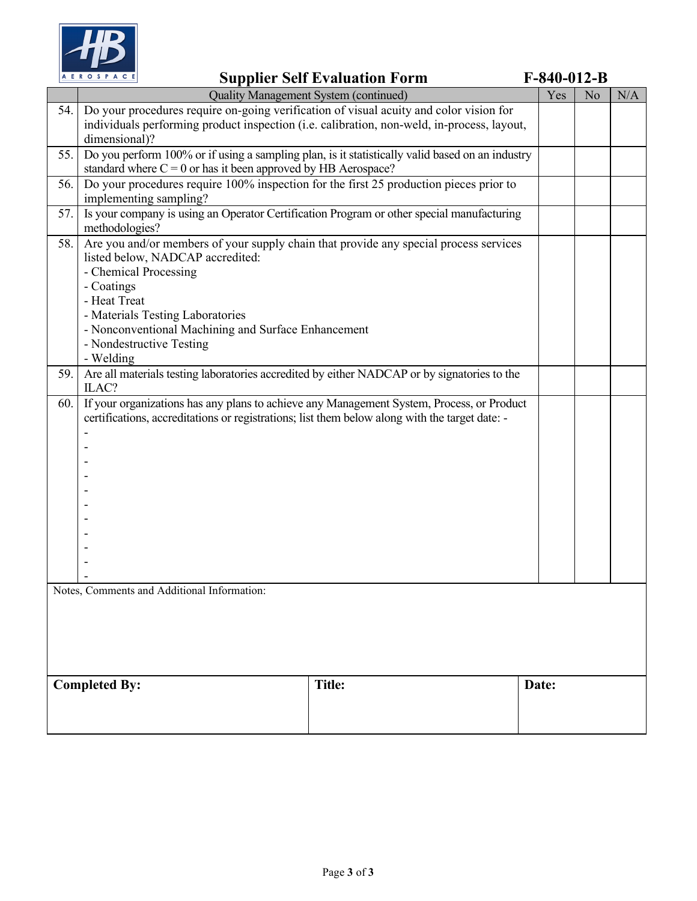# Supplier Self Evaluation Form F-840-012-B

| | Quality Management System (continued) | Yes | No | N/A |
|---|---|---|---|---|
| 54. | Do your procedures require on-going verification of visual acuity and color vision for individuals performing product inspection (i.e. calibration, non-weld, in-process, layout, dimensional)? | | | |
| 55. | Do you perform 100% or if using a sampling plan, is it statistically valid based on an industry standard where C = 0 or has it been approved by HB Aerospace? | | | |
| 56. | Do your procedures require 100% inspection for the first 25 production pieces prior to implementing sampling? | | | |
| 57. | Is your company is using an Operator Certification Program or other special manufacturing methodologies? | | | |
| 58. | Are you and/or members of your supply chain that provide any special process services listed below, NADCAP accredited:<br>- Chemical Processing<br>- Coatings<br>- Heat Treat<br>- Materials Testing Laboratories<br>- Nonconventional Machining and Surface Enhancement<br>- Nondestructive Testing<br>- Welding | | | |
| 59. | Are all materials testing laboratories accredited by either NADCAP or by signatories to the ILAC? | | | |
| 60. | If your organizations has any plans to achieve any Management System, Process, or Product certifications, accreditations or registrations; list them below along with the target date: -<br>-<br>-<br>-<br>-<br>-<br>-<br>-<br>-<br>-<br>-<br>- | | | |

Notes, Comments and Additional Information:

| **Completed By:** | **Title:** | **Date:** |
|---|---|---|
| | | |